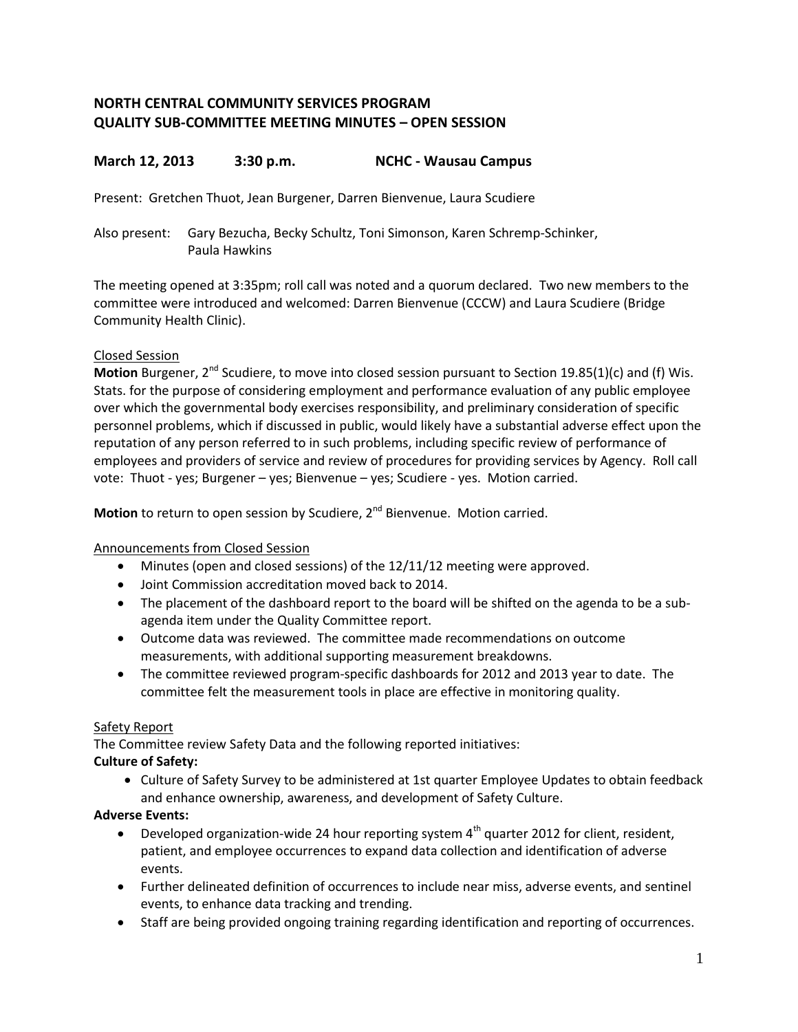# NORTH CENTRAL COMMUNITY SERVICES PROGRAM
# QUALITY SUB-COMMITTEE MEETING MINUTES – OPEN SESSION

## March 12, 2013 3:30 p.m. NCHC - Wausau Campus

Present: Gretchen Thuot, Jean Burgener, Darren Bienvenue, Laura Scudiere

Also present: Gary Bezucha, Becky Schultz, Toni Simonson, Karen Schremp-Schinker, Paula Hawkins

The meeting opened at 3:35pm; roll call was noted and a quorum declared. Two new members to the committee were introduced and welcomed: Darren Bienvenue (CCCW) and Laura Scudiere (Bridge Community Health Clinic).

Closed Session

**Motion** Burgener, 2nd Scudiere, to move into closed session pursuant to Section 19.85(1)(c) and (f) Wis. Stats. for the purpose of considering employment and performance evaluation of any public employee over which the governmental body exercises responsibility, and preliminary consideration of specific personnel problems, which if discussed in public, would likely have a substantial adverse effect upon the reputation of any person referred to in such problems, including specific review of performance of employees and providers of service and review of procedures for providing services by Agency. Roll call vote: Thuot - yes; Burgener – yes; Bienvenue – yes; Scudiere - yes. Motion carried.

**Motion** to return to open session by Scudiere, 2nd Bienvenue. Motion carried.

Announcements from Closed Session

- Minutes (open and closed sessions) of the 12/11/12 meeting were approved.
- Joint Commission accreditation moved back to 2014.
- The placement of the dashboard report to the board will be shifted on the agenda to be a sub-agenda item under the Quality Committee report.
- Outcome data was reviewed. The committee made recommendations on outcome measurements, with additional supporting measurement breakdowns.
- The committee reviewed program-specific dashboards for 2012 and 2013 year to date. The committee felt the measurement tools in place are effective in monitoring quality.

Safety Report

The Committee review Safety Data and the following reported initiatives:

**Culture of Safety:**

- Culture of Safety Survey to be administered at 1st quarter Employee Updates to obtain feedback and enhance ownership, awareness, and development of Safety Culture.

**Adverse Events:**

- Developed organization-wide 24 hour reporting system 4th quarter 2012 for client, resident, patient, and employee occurrences to expand data collection and identification of adverse events.
- Further delineated definition of occurrences to include near miss, adverse events, and sentinel events, to enhance data tracking and trending.
- Staff are being provided ongoing training regarding identification and reporting of occurrences.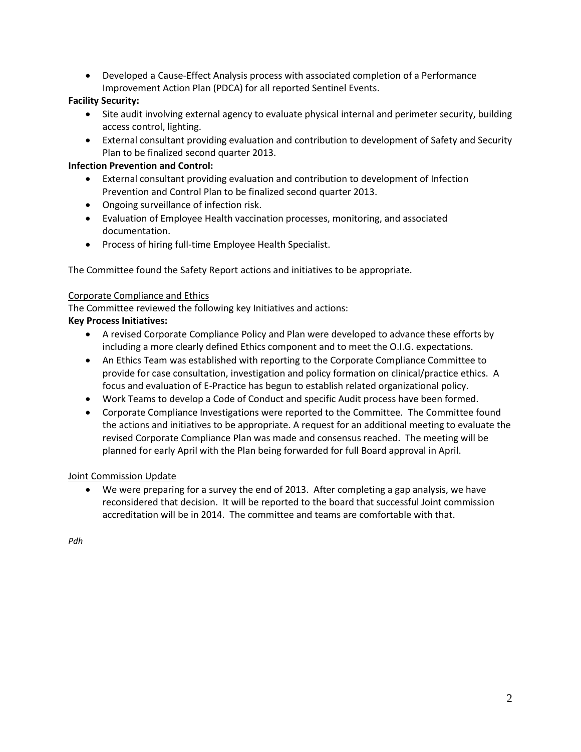- Developed a Cause-Effect Analysis process with associated completion of a Performance Improvement Action Plan (PDCA) for all reported Sentinel Events.

**Facility Security:**

- Site audit involving external agency to evaluate physical internal and perimeter security, building access control, lighting.
- External consultant providing evaluation and contribution to development of Safety and Security Plan to be finalized second quarter 2013.

**Infection Prevention and Control:**

- External consultant providing evaluation and contribution to development of Infection Prevention and Control Plan to be finalized second quarter 2013.
- Ongoing surveillance of infection risk.
- Evaluation of Employee Health vaccination processes, monitoring, and associated documentation.
- Process of hiring full-time Employee Health Specialist.

The Committee found the Safety Report actions and initiatives to be appropriate.

<u>Corporate Compliance and Ethics</u>

The Committee reviewed the following key Initiatives and actions:

**Key Process Initiatives:**

- A revised Corporate Compliance Policy and Plan were developed to advance these efforts by including a more clearly defined Ethics component and to meet the O.I.G. expectations.
- An Ethics Team was established with reporting to the Corporate Compliance Committee to provide for case consultation, investigation and policy formation on clinical/practice ethics. A focus and evaluation of E-Practice has begun to establish related organizational policy.
- Work Teams to develop a Code of Conduct and specific Audit process have been formed.
- Corporate Compliance Investigations were reported to the Committee. The Committee found the actions and initiatives to be appropriate. A request for an additional meeting to evaluate the revised Corporate Compliance Plan was made and consensus reached. The meeting will be planned for early April with the Plan being forwarded for full Board approval in April.

<u>Joint Commission Update</u>

- We were preparing for a survey the end of 2013. After completing a gap analysis, we have reconsidered that decision. It will be reported to the board that successful Joint commission accreditation will be in 2014. The committee and teams are comfortable with that.

*Pdh*